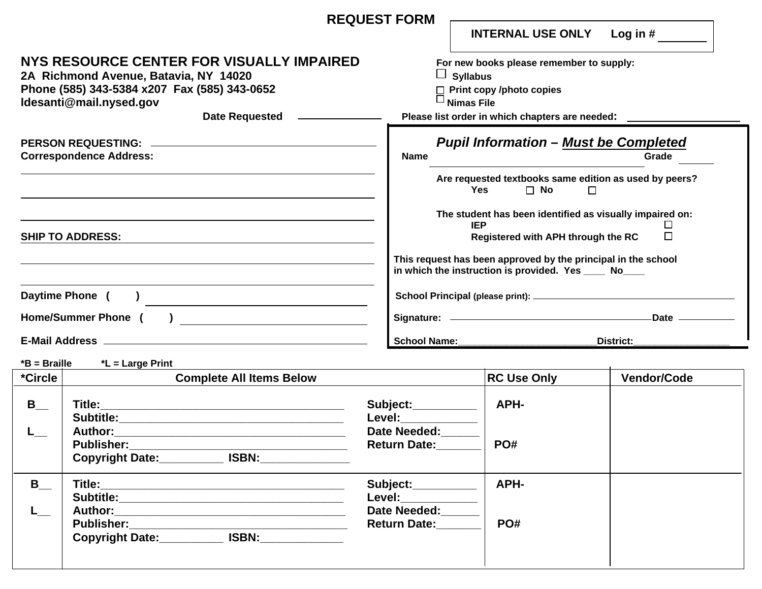# REQUEST FORM

**INTERNAL USE ONLY   Log in # _______**

## NYS RESOURCE CENTER FOR VISUALLY IMPAIRED

**2A Richmond Avenue, Batavia, NY 14020**
**Phone (585) 343-5384 x207 Fax (585) 343-0652**
**ldesanti@mail.nysed.gov**

**For new books please remember to supply:**

- ☐ Syllabus
- ☐ Print copy /photo copies
- ☐ Nimas File

**Date Requested** _______________

**Please list order in which chapters are needed:** ____________________

**PERSON REQUESTING:** ________________________________________

**Correspondence Address:**

________________________________________

________________________________________

________________________________________

**SHIP TO ADDRESS:** ________________________________________

________________________________________

________________________________________

**Daytime Phone ( )** ______________________

**Home/Summer Phone ( )** ______________________

**E-Mail Address** ______________________

### *Pupil Information – Must be Completed*

**Name** ________________________________ **Grade** ______

**Are requested textbooks same edition as used by peers?**
**Yes** ☐ **No** ☐

**The student has been identified as visually impaired on:**
- **IEP** ☐
- **Registered with APH through the RC** ☐

**This request has been approved by the principal in the school in which the instruction is provided. Yes ____ No____**

**School Principal** (please print): ________________________________

**Signature:** ________________________________ **Date** ___________

**School Name:**__________________________**District:**___________________

**\*B = Braille   \*L = Large Print**

| *Circle | Complete All Items Below | | RC Use Only | Vendor/Code |
|---|---|---|---|---|
| B__<br><br>L__ | Title:_______________________________________<br>Subtitle:____________________________________<br>Author:_____________________________________<br>Publisher:___________________________________<br>Copyright Date:__________ ISBN:______________ | Subject:__________<br>Level:____________<br>Date Needed:______<br>Return Date:_______ | APH-<br><br><br>PO# | |
| B__<br><br>L__ | Title:_______________________________________<br>Subtitle:____________________________________<br>Author:_____________________________________<br>Publisher:___________________________________<br>Copyright Date:__________ ISBN:_____________ | Subject:__________<br>Level:____________<br>Date Needed:______<br>Return Date:_______ | APH-<br><br><br>PO# | |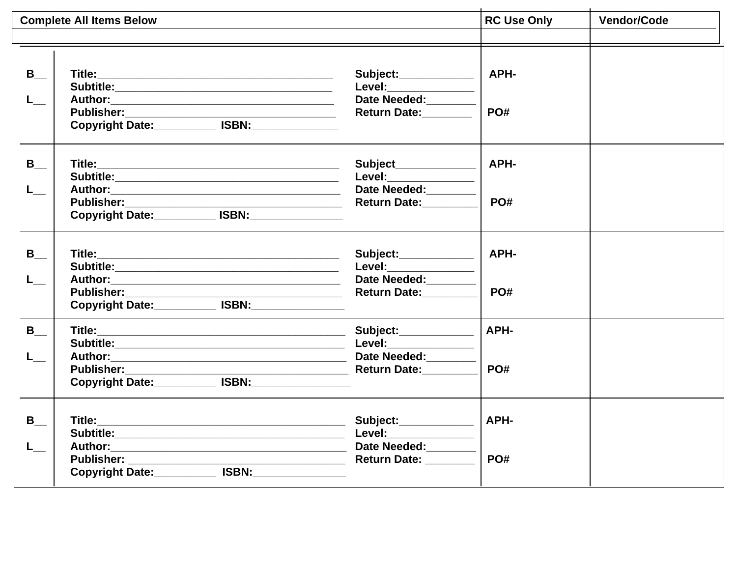| Complete All Items Below | | | RC Use Only | Vendor/Code |
|---|---|---|---|---|
| | | | | |
| B__<br><br>L__ | Title:_______________________________________<br>Subtitle:____________________________________<br>Author:_____________________________________<br>Publisher:___________________________________<br>Copyright Date:__________ ISBN:______________ | Subject:____________<br>Level:______________<br>Date Needed:________<br>Return Date:________ | APH-<br><br><br>PO# | |
| B__<br><br>L__ | Title:________________________________________<br>Subtitle:_____________________________________<br>Author:______________________________________<br>Publisher:____________________________________<br>Copyright Date:__________ ISBN:_______________ | Subject_____________<br>Level:______________<br>Date Needed:________<br>Return Date:_________ | APH-<br><br><br>PO# | |
| B__<br><br>L__ | Title:________________________________________<br>Subtitle:_____________________________________<br>Author:______________________________________<br>Publisher:____________________________________<br>Copyright Date:__________ ISBN:_______________ | Subject:____________<br>Level:______________<br>Date Needed:________<br>Return Date:_________ | APH-<br><br><br>PO# | |
| B__<br><br>L__ | Title:_________________________________________<br>Subtitle:______________________________________<br>Author:_______________________________________<br>Publisher:_____________________________________<br>Copyright Date:__________ ISBN:________________ | Subject:____________<br>Level:______________<br>Date Needed:________<br>Return Date:_________ | APH-<br><br><br>PO# | |
| B__<br><br>L__ | Title:_________________________________________<br>Subtitle:______________________________________<br>Author:_______________________________________<br>Publisher: ____________________________________<br>Copyright Date:__________ ISBN:_______________ | Subject:____________<br>Level:______________<br>Date Needed:________<br>Return Date: ________ | APH-<br><br><br>PO# | |